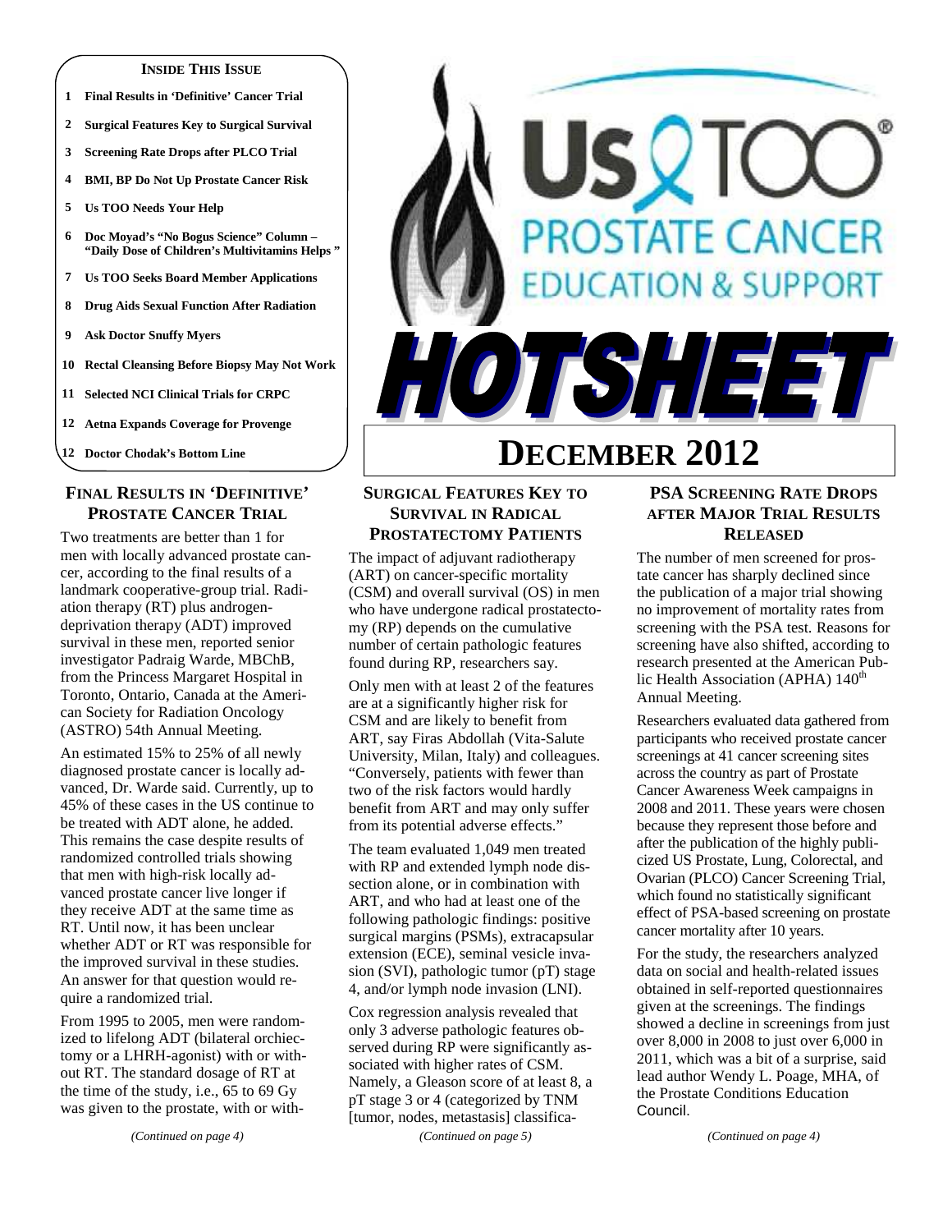**INSIDE THIS ISSUE**

1 Final Results in 'Definitive' Cancer Trial
2 Surgical Features Key to Surgical Survival
3 Screening Rate Drops after PLCO Trial
4 BMI, BP Do Not Up Prostate Cancer Risk
5 Us TOO Needs Your Help
6 Doc Moyad's "No Bogus Science" Column – "Daily Dose of Children's Multivitamins Helps"
7 Us TOO Seeks Board Member Applications
8 Drug Aids Sexual Function After Radiation
9 Ask Doctor Snuffy Myers
10 Rectal Cleansing Before Biopsy May Not Work
11 Selected NCI Clinical Trials for CRPC
12 Aetna Expands Coverage for Provenge
12 Doctor Chodak's Bottom Line

# Us TOO® Prostate Cancer Education & Support HOTSHEET

## DECEMBER 2012

## FINAL RESULTS IN 'DEFINITIVE' PROSTATE CANCER TRIAL

Two treatments are better than 1 for men with locally advanced prostate cancer, according to the final results of a landmark cooperative-group trial. Radiation therapy (RT) plus androgen-deprivation therapy (ADT) improved survival in these men, reported senior investigator Padraig Warde, MBChB, from the Princess Margaret Hospital in Toronto, Ontario, Canada at the American Society for Radiation Oncology (ASTRO) 54th Annual Meeting.

An estimated 15% to 25% of all newly diagnosed prostate cancer is locally advanced, Dr. Warde said. Currently, up to 45% of these cases in the US continue to be treated with ADT alone, he added. This remains the case despite results of randomized controlled trials showing that men with high-risk locally advanced prostate cancer live longer if they receive ADT at the same time as RT. Until now, it has been unclear whether ADT or RT was responsible for the improved survival in these studies. An answer for that question would require a randomized trial.

From 1995 to 2005, men were randomized to lifelong ADT (bilateral orchiectomy or a LHRH-agonist) with or without RT. The standard dosage of RT at the time of the study, i.e., 65 to 69 Gy was given to the prostate, with or with-

*(Continued on page 4)*

## SURGICAL FEATURES KEY TO SURVIVAL IN RADICAL PROSTATECTOMY PATIENTS

The impact of adjuvant radiotherapy (ART) on cancer-specific mortality (CSM) and overall survival (OS) in men who have undergone radical prostatectomy (RP) depends on the cumulative number of certain pathologic features found during RP, researchers say.

Only men with at least 2 of the features are at a significantly higher risk for CSM and are likely to benefit from ART, say Firas Abdollah (Vita-Salute University, Milan, Italy) and colleagues. "Conversely, patients with fewer than two of the risk factors would hardly benefit from ART and may only suffer from its potential adverse effects."

The team evaluated 1,049 men treated with RP and extended lymph node dissection alone, or in combination with ART, and who had at least one of the following pathologic findings: positive surgical margins (PSMs), extracapsular extension (ECE), seminal vesicle invasion (SVI), pathologic tumor (pT) stage 4, and/or lymph node invasion (LNI).

Cox regression analysis revealed that only 3 adverse pathologic features observed during RP were significantly associated with higher rates of CSM. Namely, a Gleason score of at least 8, a pT stage 3 or 4 (categorized by TNM [tumor, nodes, metastasis] classifica-

*(Continued on page 5)*

## PSA SCREENING RATE DROPS AFTER MAJOR TRIAL RESULTS RELEASED

The number of men screened for prostate cancer has sharply declined since the publication of a major trial showing no improvement of mortality rates from screening with the PSA test. Reasons for screening have also shifted, according to research presented at the American Public Health Association (APHA) 140th Annual Meeting.

Researchers evaluated data gathered from participants who received prostate cancer screenings at 41 cancer screening sites across the country as part of Prostate Cancer Awareness Week campaigns in 2008 and 2011. These years were chosen because they represent those before and after the publication of the highly publicized US Prostate, Lung, Colorectal, and Ovarian (PLCO) Cancer Screening Trial, which found no statistically significant effect of PSA-based screening on prostate cancer mortality after 10 years.

For the study, the researchers analyzed data on social and health-related issues obtained in self-reported questionnaires given at the screenings. The findings showed a decline in screenings from just over 8,000 in 2008 to just over 6,000 in 2011, which was a bit of a surprise, said lead author Wendy L. Poage, MHA, of the Prostate Conditions Education Council.

*(Continued on page 4)*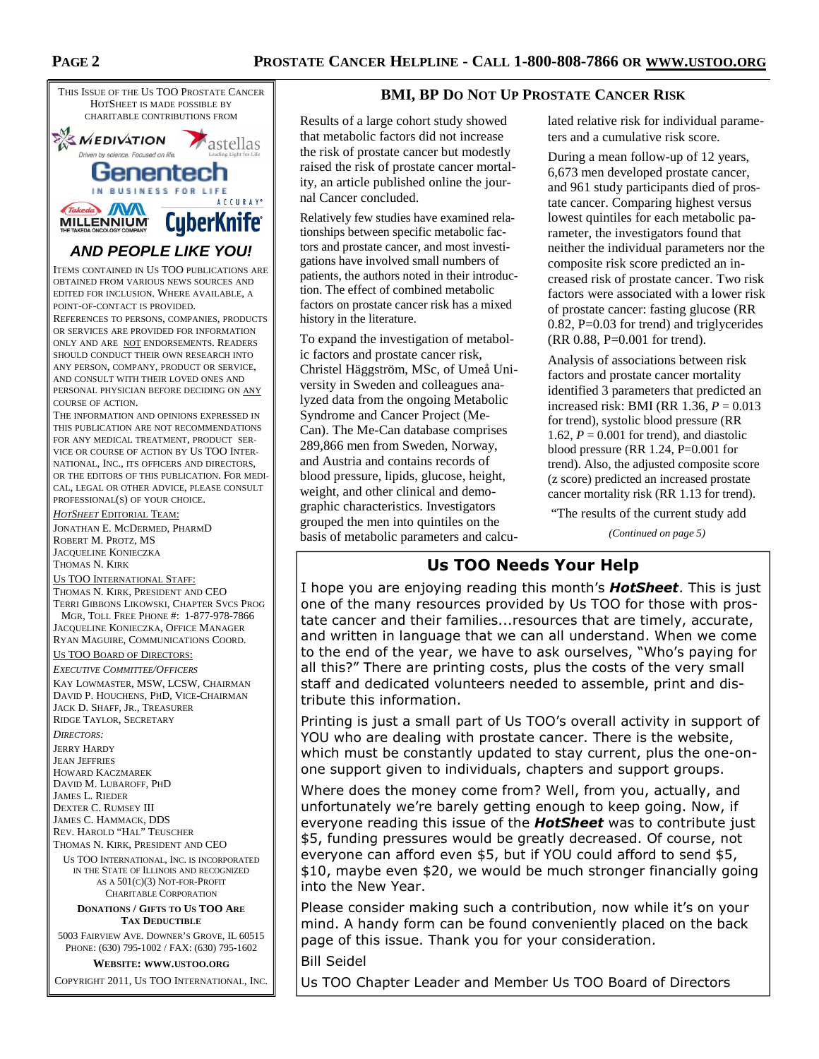## BMI, BP Do Not Up Prostate Cancer Risk

Results of a large cohort study showed that metabolic factors did not increase the risk of prostate cancer but modestly raised the risk of prostate cancer mortality, an article published online the journal Cancer concluded.

Relatively few studies have examined relationships between specific metabolic factors and prostate cancer, and most investigations have involved small numbers of patients, the authors noted in their introduction. The effect of combined metabolic factors on prostate cancer risk has a mixed history in the literature.

To expand the investigation of metabolic factors and prostate cancer risk, Christel Häggström, MSc, of Umeå University in Sweden and colleagues analyzed data from the ongoing Metabolic Syndrome and Cancer Project (Me-Can). The Me-Can database comprises 289,866 men from Sweden, Norway, and Austria and contains records of blood pressure, lipids, glucose, height, weight, and other clinical and demographic characteristics. Investigators grouped the men into quintiles on the basis of metabolic parameters and calculated relative risk for individual parameters and a cumulative risk score.

During a mean follow-up of 12 years, 6,673 men developed prostate cancer, and 961 study participants died of prostate cancer. Comparing highest versus lowest quintiles for each metabolic parameter, the investigators found that neither the individual parameters nor the composite risk score predicted an increased risk of prostate cancer. Two risk factors were associated with a lower risk of prostate cancer: fasting glucose (RR 0.82, P=0.03 for trend) and triglycerides (RR 0.88, P=0.001 for trend).

Analysis of associations between risk factors and prostate cancer mortality identified 3 parameters that predicted an increased risk: BMI (RR 1.36, $P = 0.013$ for trend), systolic blood pressure (RR 1.62, $P = 0.001$ for trend), and diastolic blood pressure (RR 1.24, P=0.001 for trend). Also, the adjusted composite score (z score) predicted an increased prostate cancer mortality risk (RR 1.13 for trend).

"The results of the current study add

*(Continued on page 5)*

## Us TOO Needs Your Help

I hope you are enjoying reading this month's ***HotSheet***. This is just one of the many resources provided by Us TOO for those with prostate cancer and their families...resources that are timely, accurate, and written in language that we can all understand. When we come to the end of the year, we have to ask ourselves, "Who's paying for all this?" There are printing costs, plus the costs of the very small staff and dedicated volunteers needed to assemble, print and distribute this information.

Printing is just a small part of Us TOO's overall activity in support of YOU who are dealing with prostate cancer. There is the website, which must be constantly updated to stay current, plus the one-on-one support given to individuals, chapters and support groups.

Where does the money come from? Well, from you, actually, and unfortunately we're barely getting enough to keep going. Now, if everyone reading this issue of the ***HotSheet*** was to contribute just \$5, funding pressures would be greatly decreased. Of course, not everyone can afford even \$5, but if YOU could afford to send \$5, \$10, maybe even \$20, we would be much stronger financially going into the New Year.

Please consider making such a contribution, now while it's on your mind. A handy form can be found conveniently placed on the back page of this issue. Thank you for your consideration.

Bill Seidel

Us TOO Chapter Leader and Member Us TOO Board of Directors

---

This issue of the Us TOO Prostate Cancer HotSheet is made possible by charitable contributions from

Medivation, Astellas, Genentech, Takeda Millennium, Accuray CyberKnife

***AND PEOPLE LIKE YOU!***

Items contained in Us TOO publications are obtained from various news sources and edited for inclusion. Where available, a point-of-contact is provided.

References to persons, companies, products or services are provided for information only and are not endorsements. Readers should conduct their own research into any person, company, product or service, and consult with their loved ones and personal physician before deciding on any course of action.

The information and opinions expressed in this publication are not recommendations for any medical treatment, product service or course of action by Us TOO International, Inc., its officers and directors, or the editors of this publication. For medical, legal or other advice, please consult professional(s) of your choice.

*HotSheet* Editorial Team:
Jonathan E. McDermed, PharmD
Robert M. Protz, MS
Jacqueline Konieczka
Thomas N. Kirk

Us TOO International Staff:
Thomas N. Kirk, President and CEO
Terri Gibbons Likowski, Chapter Svcs Prog Mgr, Toll Free Phone #: 1-877-978-7866
Jacqueline Konieczka, Office Manager
Ryan Maguire, Communications Coord.

Us TOO Board of Directors:

*Executive Committee/Officers*
Kay Lowmaster, MSW, LCSW, Chairman
David P. Houchens, PhD, Vice-Chairman
Jack D. Shaff, Jr., Treasurer
Ridge Taylor, Secretary

*Directors:*
Jerry Hardy
Jean Jeffries
Howard Kaczmarek
David M. Lubaroff, PhD
James L. Rieder
Dexter C. Rumsey III
James C. Hammack, DDS
Rev. Harold "Hal" Teuscher
Thomas N. Kirk, President and CEO

Us TOO International, Inc. is incorporated in the State of Illinois and recognized as a 501(c)(3) Not-For-Profit Charitable Corporation

**Donations / Gifts to Us TOO Are Tax Deductible**

5003 Fairview Ave. Downer's Grove, IL 60515
Phone: (630) 795-1002 / Fax: (630) 795-1602

**Website: www.ustoo.org**

Copyright 2011, Us TOO International, Inc.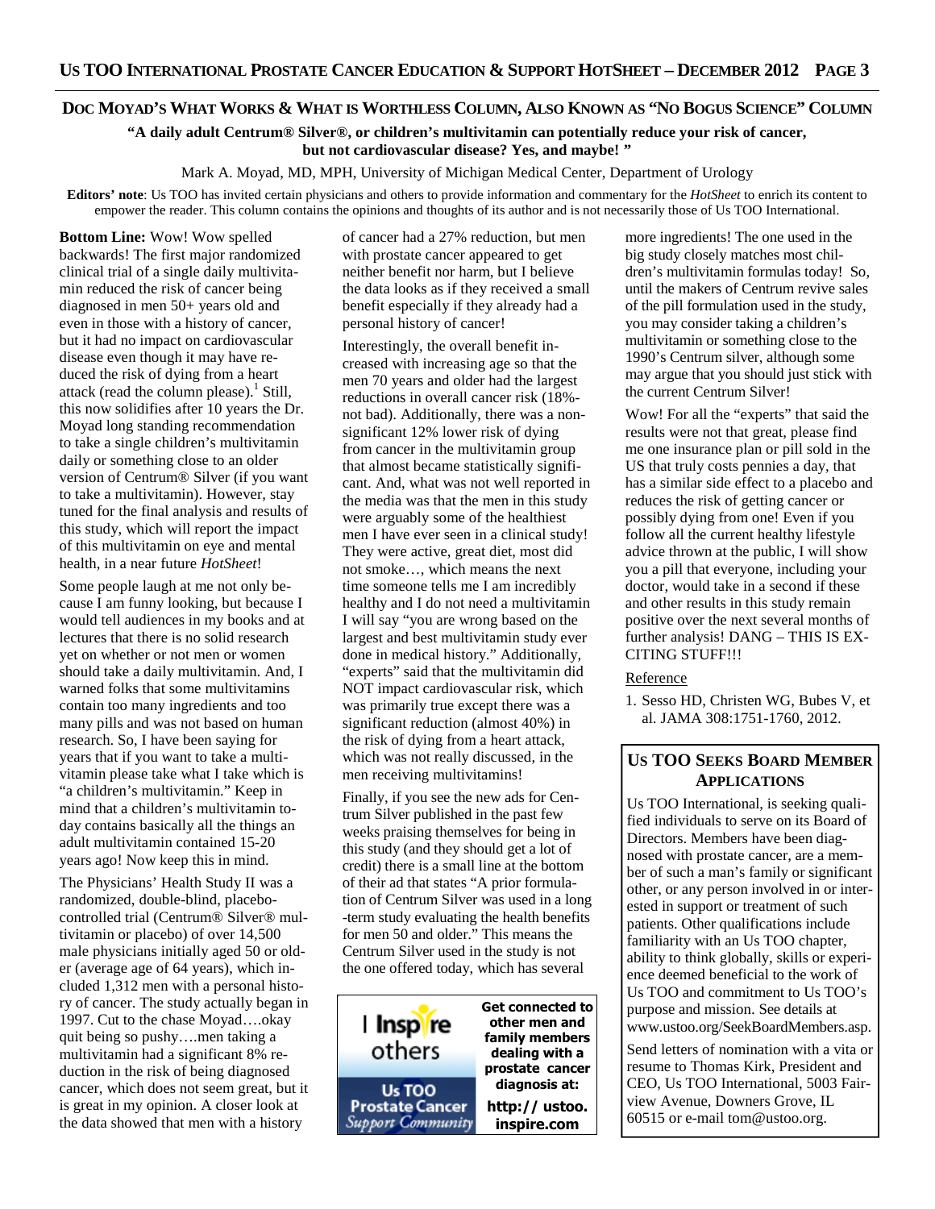## DOC MOYAD'S WHAT WORKS & WHAT IS WORTHLESS COLUMN, ALSO KNOWN AS "NO BOGUS SCIENCE" COLUMN

**"A daily adult Centrum® Silver®, or children's multivitamin can potentially reduce your risk of cancer, but not cardiovascular disease? Yes, and maybe! "**

Mark A. Moyad, MD, MPH, University of Michigan Medical Center, Department of Urology

**Editors' note**: Us TOO has invited certain physicians and others to provide information and commentary for the *HotSheet* to enrich its content to empower the reader. This column contains the opinions and thoughts of its author and is not necessarily those of Us TOO International.

**Bottom Line:** Wow! Wow spelled backwards! The first major randomized clinical trial of a single daily multivitamin reduced the risk of cancer being diagnosed in men 50+ years old and even in those with a history of cancer, but it had no impact on cardiovascular disease even though it may have reduced the risk of dying from a heart attack (read the column please).[1] Still, this now solidifies after 10 years the Dr. Moyad long standing recommendation to take a single children's multivitamin daily or something close to an older version of Centrum® Silver (if you want to take a multivitamin). However, stay tuned for the final analysis and results of this study, which will report the impact of this multivitamin on eye and mental health, in a near future *HotSheet*!

Some people laugh at me not only because I am funny looking, but because I would tell audiences in my books and at lectures that there is no solid research yet on whether or not men or women should take a daily multivitamin. And, I warned folks that some multivitamins contain too many ingredients and too many pills and was not based on human research. So, I have been saying for years that if you want to take a multivitamin please take what I take which is "a children's multivitamin." Keep in mind that a children's multivitamin today contains basically all the things an adult multivitamin contained 15-20 years ago! Now keep this in mind.

The Physicians' Health Study II was a randomized, double-blind, placebo-controlled trial (Centrum® Silver® multivitamin or placebo) of over 14,500 male physicians initially aged 50 or older (average age of 64 years), which included 1,312 men with a personal history of cancer. The study actually began in 1997. Cut to the chase Moyad….okay quit being so pushy….men taking a multivitamin had a significant 8% reduction in the risk of being diagnosed cancer, which does not seem great, but it is great in my opinion. A closer look at the data showed that men with a history of cancer had a 27% reduction, but men with prostate cancer appeared to get neither benefit nor harm, but I believe the data looks as if they received a small benefit especially if they already had a personal history of cancer!

Interestingly, the overall benefit increased with increasing age so that the men 70 years and older had the largest reductions in overall cancer risk (18%- not bad). Additionally, there was a non-significant 12% lower risk of dying from cancer in the multivitamin group that almost became statistically significant. And, what was not well reported in the media was that the men in this study were arguably some of the healthiest men I have ever seen in a clinical study! They were active, great diet, most did not smoke…, which means the next time someone tells me I am incredibly healthy and I do not need a multivitamin I will say "you are wrong based on the largest and best multivitamin study ever done in medical history." Additionally, "experts" said that the multivitamin did NOT impact cardiovascular risk, which was primarily true except there was a significant reduction (almost 40%) in the risk of dying from a heart attack, which was not really discussed, in the men receiving multivitamins!

Finally, if you see the new ads for Centrum Silver published in the past few weeks praising themselves for being in this study (and they should get a lot of credit) there is a small line at the bottom of their ad that states "A prior formulation of Centrum Silver was used in a long-term study evaluating the health benefits for men 50 and older." This means the Centrum Silver used in the study is not the one offered today, which has several more ingredients! The one used in the big study closely matches most children's multivitamin formulas today! So, until the makers of Centrum revive sales of the pill formulation used in the study, you may consider taking a children's multivitamin or something close to the 1990's Centrum silver, although some may argue that you should just stick with the current Centrum Silver!

Wow! For all the "experts" that said the results were not that great, please find me one insurance plan or pill sold in the US that truly costs pennies a day, that has a similar side effect to a placebo and reduces the risk of getting cancer or possibly dying from one! Even if you follow all the current healthy lifestyle advice thrown at the public, I will show you a pill that everyone, including your doctor, would take in a second if these and other results in this study remain positive over the next several months of further analysis! DANG – THIS IS EXCITING STUFF!!!

Reference

1. Sesso HD, Christen WG, Bubes V, et al. JAMA 308:1751-1760, 2012.

I Inspire others — Us TOO Prostate Cancer Support Community

**Get connected to other men and family members dealing with a prostate cancer diagnosis at: http:// ustoo. inspire.com**

### US TOO SEEKS BOARD MEMBER APPLICATIONS

Us TOO International, is seeking qualified individuals to serve on its Board of Directors. Members have been diagnosed with prostate cancer, are a member of such a man's family or significant other, or any person involved in or interested in support or treatment of such patients. Other qualifications include familiarity with an Us TOO chapter, ability to think globally, skills or experience deemed beneficial to the work of Us TOO and commitment to Us TOO's purpose and mission. See details at www.ustoo.org/SeekBoardMembers.asp.

Send letters of nomination with a vita or resume to Thomas Kirk, President and CEO, Us TOO International, 5003 Fairview Avenue, Downers Grove, IL 60515 or e-mail tom@ustoo.org.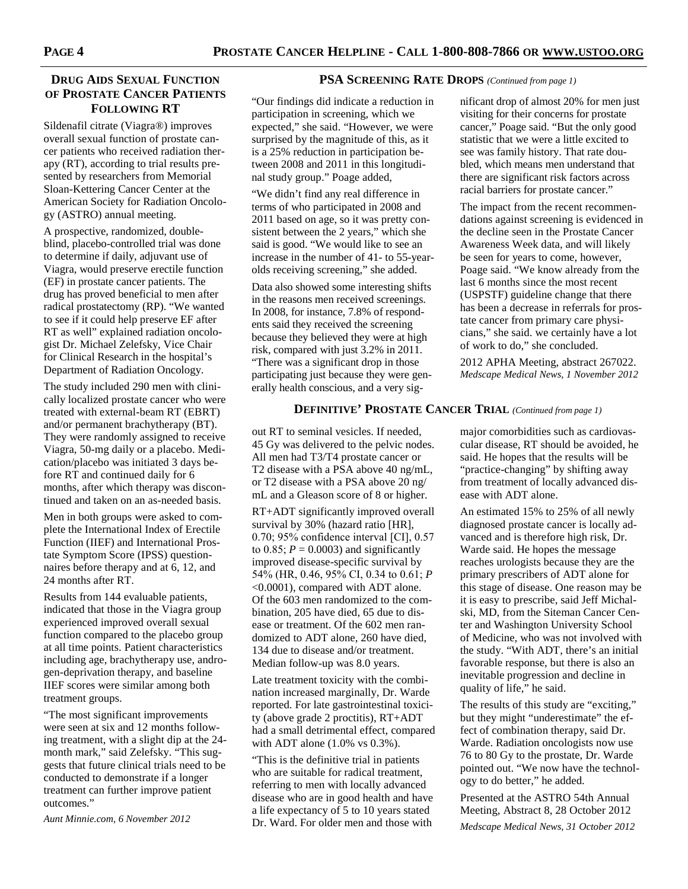## Drug Aids Sexual Function of Prostate Cancer Patients Following RT

Sildenafil citrate (Viagra®) improves overall sexual function of prostate cancer patients who received radiation therapy (RT), according to trial results presented by researchers from Memorial Sloan-Kettering Cancer Center at the American Society for Radiation Oncology (ASTRO) annual meeting.

A prospective, randomized, double-blind, placebo-controlled trial was done to determine if daily, adjuvant use of Viagra, would preserve erectile function (EF) in prostate cancer patients. The drug has proved beneficial to men after radical prostatectomy (RP). "We wanted to see if it could help preserve EF after RT as well" explained radiation oncologist Dr. Michael Zelefsky, Vice Chair for Clinical Research in the hospital's Department of Radiation Oncology.

The study included 290 men with clinically localized prostate cancer who were treated with external-beam RT (EBRT) and/or permanent brachytherapy (BT). They were randomly assigned to receive Viagra, 50-mg daily or a placebo. Medication/placebo was initiated 3 days before RT and continued daily for 6 months, after which therapy was discontinued and taken on an as-needed basis.

Men in both groups were asked to complete the International Index of Erectile Function (IIEF) and International Prostate Symptom Score (IPSS) questionnaires before therapy and at 6, 12, and 24 months after RT.

Results from 144 evaluable patients, indicated that those in the Viagra group experienced improved overall sexual function compared to the placebo group at all time points. Patient characteristics including age, brachytherapy use, androgen-deprivation therapy, and baseline IIEF scores were similar among both treatment groups.

"The most significant improvements were seen at six and 12 months following treatment, with a slight dip at the 24-month mark," said Zelefsky. "This suggests that future clinical trials need to be conducted to demonstrate if a longer treatment can further improve patient outcomes."

*Aunt Minnie.com, 6 November 2012*

## PSA Screening Rate Drops *(Continued from page 1)*

"Our findings did indicate a reduction in participation in screening, which we expected," she said. "However, we were surprised by the magnitude of this, as it is a 25% reduction in participation between 2008 and 2011 in this longitudinal study group." Poage added,

"We didn't find any real difference in terms of who participated in 2008 and 2011 based on age, so it was pretty consistent between the 2 years," which she said is good. "We would like to see an increase in the number of 41- to 55-year-olds receiving screening," she added.

Data also showed some interesting shifts in the reasons men received screenings. In 2008, for instance, 7.8% of respondents said they received the screening because they believed they were at high risk, compared with just 3.2% in 2011. "There was a significant drop in those participating just because they were generally health conscious, and a very significant drop of almost 20% for men just visiting for their concerns for prostate cancer," Poage said. "But the only good statistic that we were a little excited to see was family history. That rate doubled, which means men understand that there are significant risk factors across racial barriers for prostate cancer."

The impact from the recent recommendations against screening is evidenced in the decline seen in the Prostate Cancer Awareness Week data, and will likely be seen for years to come, however, Poage said. "We know already from the last 6 months since the most recent (USPSTF) guideline change that there has been a decrease in referrals for prostate cancer from primary care physicians," she said. we certainly have a lot of work to do," she concluded.

2012 APHA Meeting, abstract 267022.
*Medscape Medical News, 1 November 2012*

## Definitive' Prostate Cancer Trial *(Continued from page 1)*

out RT to seminal vesicles. If needed, 45 Gy was delivered to the pelvic nodes. All men had T3/T4 prostate cancer or T2 disease with a PSA above 40 ng/mL, or T2 disease with a PSA above 20 ng/mL and a Gleason score of 8 or higher.

RT+ADT significantly improved overall survival by 30% (hazard ratio [HR], 0.70; 95% confidence interval [CI], 0.57 to 0.85; $P = 0.0003$) and significantly improved disease-specific survival by 54% (HR, 0.46, 95% CI, 0.34 to 0.61; $P < 0.0001$), compared with ADT alone. Of the 603 men randomized to the combination, 205 have died, 65 due to disease or treatment. Of the 602 men randomized to ADT alone, 260 have died, 134 due to disease and/or treatment. Median follow-up was 8.0 years.

Late treatment toxicity with the combination increased marginally, Dr. Warde reported. For late gastrointestinal toxicity (above grade 2 proctitis), RT+ADT had a small detrimental effect, compared with ADT alone (1.0% vs 0.3%).

"This is the definitive trial in patients who are suitable for radical treatment, referring to men with locally advanced disease who are in good health and have a life expectancy of 5 to 10 years stated Dr. Ward. For older men and those with major comorbidities such as cardiovascular disease, RT should be avoided, he said. He hopes that the results will be "practice-changing" by shifting away from treatment of locally advanced disease with ADT alone.

An estimated 15% to 25% of all newly diagnosed prostate cancer is locally advanced and is therefore high risk, Dr. Warde said. He hopes the message reaches urologists because they are the primary prescribers of ADT alone for this stage of disease. One reason may be it is easy to prescribe, said Jeff Michalski, MD, from the Siteman Cancer Center and Washington University School of Medicine, who was not involved with the study. "With ADT, there's an initial favorable response, but there is also an inevitable progression and decline in quality of life," he said.

The results of this study are "exciting," but they might "underestimate" the effect of combination therapy, said Dr. Warde. Radiation oncologists now use 76 to 80 Gy to the prostate, Dr. Warde pointed out. "We now have the technology to do better," he added.

Presented at the ASTRO 54th Annual Meeting, Abstract 8, 28 October 2012

*Medscape Medical News, 31 October 2012*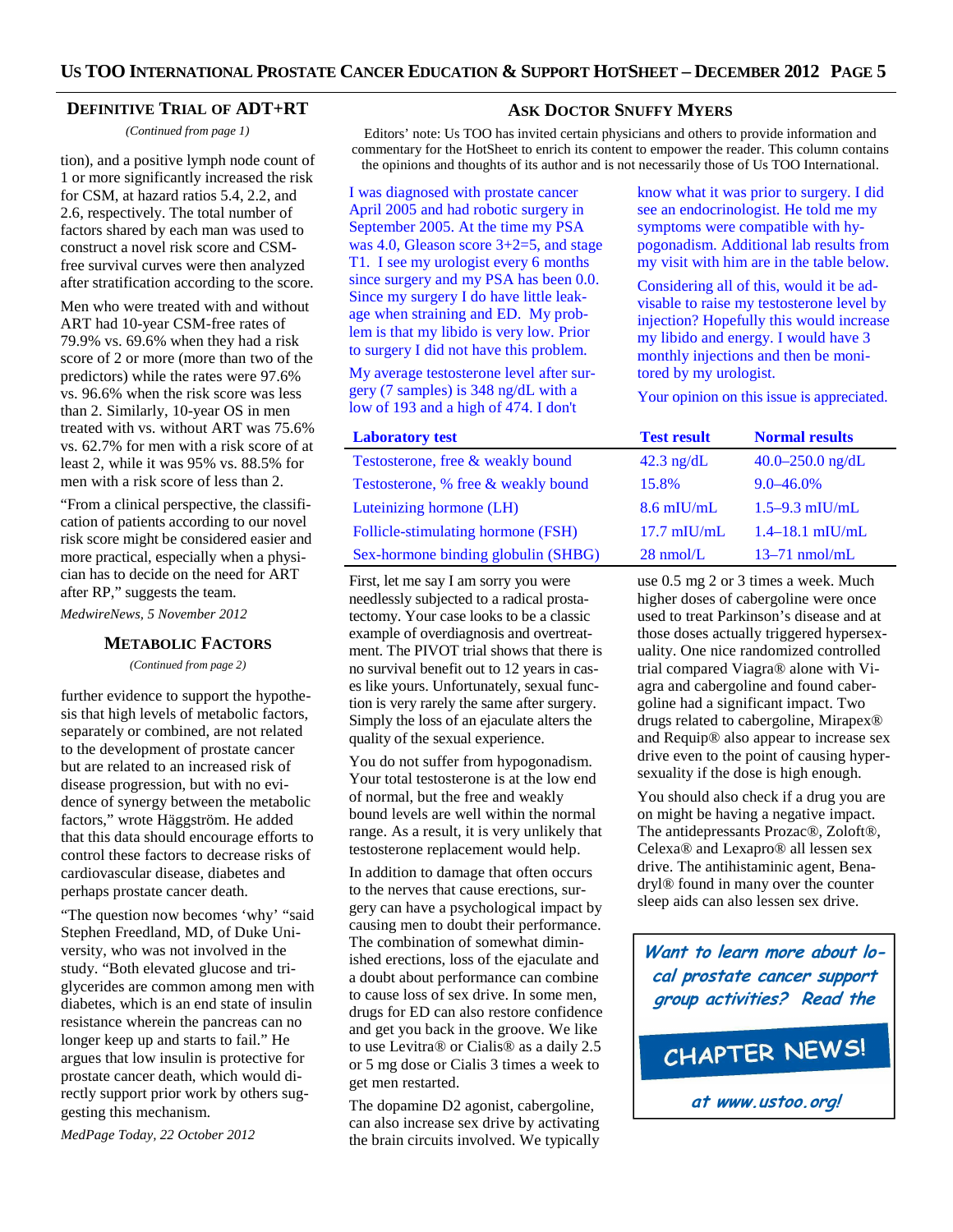## Definitive Trial of ADT+RT

*(Continued from page 1)*

tion), and a positive lymph node count of 1 or more significantly increased the risk for CSM, at hazard ratios 5.4, 2.2, and 2.6, respectively. The total number of factors shared by each man was used to construct a novel risk score and CSM-free survival curves were then analyzed after stratification according to the score.

Men who were treated with and without ART had 10-year CSM-free rates of 79.9% vs. 69.6% when they had a risk score of 2 or more (more than two of the predictors) while the rates were 97.6% vs. 96.6% when the risk score was less than 2. Similarly, 10-year OS in men treated with vs. without ART was 75.6% vs. 62.7% for men with a risk score of at least 2, while it was 95% vs. 88.5% for men with a risk score of less than 2.

"From a clinical perspective, the classification of patients according to our novel risk score might be considered easier and more practical, especially when a physician has to decide on the need for ART after RP," suggests the team.

*MedwireNews, 5 November 2012*

## Metabolic Factors

*(Continued from page 2)*

further evidence to support the hypothesis that high levels of metabolic factors, separately or combined, are not related to the development of prostate cancer but are related to an increased risk of disease progression, but with no evidence of synergy between the metabolic factors," wrote Häggström. He added that this data should encourage efforts to control these factors to decrease risks of cardiovascular disease, diabetes and perhaps prostate cancer death.

"The question now becomes 'why' "said Stephen Freedland, MD, of Duke University, who was not involved in the study. "Both elevated glucose and triglycerides are common among men with diabetes, which is an end state of insulin resistance wherein the pancreas can no longer keep up and starts to fail." He argues that low insulin is protective for prostate cancer death, which would directly support prior work by others suggesting this mechanism.

*MedPage Today, 22 October 2012*

## Ask Doctor Snuffy Myers

Editors' note: Us TOO has invited certain physicians and others to provide information and commentary for the HotSheet to enrich its content to empower the reader. This column contains the opinions and thoughts of its author and is not necessarily those of Us TOO International.

I was diagnosed with prostate cancer April 2005 and had robotic surgery in September 2005. At the time my PSA was 4.0, Gleason score 3+2=5, and stage T1. I see my urologist every 6 months since surgery and my PSA has been 0.0. Since my surgery I do have little leakage when straining and ED. My problem is that my libido is very low. Prior to surgery I did not have this problem.

My average testosterone level after surgery (7 samples) is 348 ng/dL with a low of 193 and a high of 474. I don't know what it was prior to surgery. I did see an endocrinologist. He told me my symptoms were compatible with hypogonadism. Additional lab results from my visit with him are in the table below.

Considering all of this, would it be advisable to raise my testosterone level by injection? Hopefully this would increase my libido and energy. I would have 3 monthly injections and then be monitored by my urologist.

Your opinion on this issue is appreciated.

| Laboratory test | Test result | Normal results |
|---|---|---|
| Testosterone, free & weakly bound | 42.3 ng/dL | 40.0–250.0 ng/dL |
| Testosterone, % free & weakly bound | 15.8% | 9.0–46.0% |
| Luteinizing hormone (LH) | 8.6 mIU/mL | 1.5–9.3 mIU/mL |
| Follicle-stimulating hormone (FSH) | 17.7 mIU/mL | 1.4–18.1 mIU/mL |
| Sex-hormone binding globulin (SHBG) | 28 nmol/L | 13–71 nmol/mL |

First, let me say I am sorry you were needlessly subjected to a radical prostatectomy. Your case looks to be a classic example of overdiagnosis and overtreatment. The PIVOT trial shows that there is no survival benefit out to 12 years in cases like yours. Unfortunately, sexual function is very rarely the same after surgery. Simply the loss of an ejaculate alters the quality of the sexual experience.

You do not suffer from hypogonadism. Your total testosterone is at the low end of normal, but the free and weakly bound levels are well within the normal range. As a result, it is very unlikely that testosterone replacement would help.

In addition to damage that often occurs to the nerves that cause erections, surgery can have a psychological impact by causing men to doubt their performance. The combination of somewhat diminished erections, loss of the ejaculate and a doubt about performance can combine to cause loss of sex drive. In some men, drugs for ED can also restore confidence and get you back in the groove. We like to use Levitra® or Cialis® as a daily 2.5 or 5 mg dose or Cialis 3 times a week to get men restarted.

The dopamine D2 agonist, cabergoline, can also increase sex drive by activating the brain circuits involved. We typically use 0.5 mg 2 or 3 times a week. Much higher doses of cabergoline were once used to treat Parkinson's disease and at those doses actually triggered hypersexuality. One nice randomized controlled trial compared Viagra® alone with Viagra and cabergoline and found cabergoline had a significant impact. Two drugs related to cabergoline, Mirapex® and Requip® also appear to increase sex drive even to the point of causing hypersexuality if the dose is high enough.

You should also check if a drug you are on might be having a negative impact. The antidepressants Prozac®, Zoloft®, Celexa® and Lexapro® all lessen sex drive. The antihistaminic agent, Benadryl® found in many over the counter sleep aids can also lessen sex drive.

**Want to learn more about local prostate cancer support group activities? Read the**

**CHAPTER NEWS!**

**at www.ustoo.org!**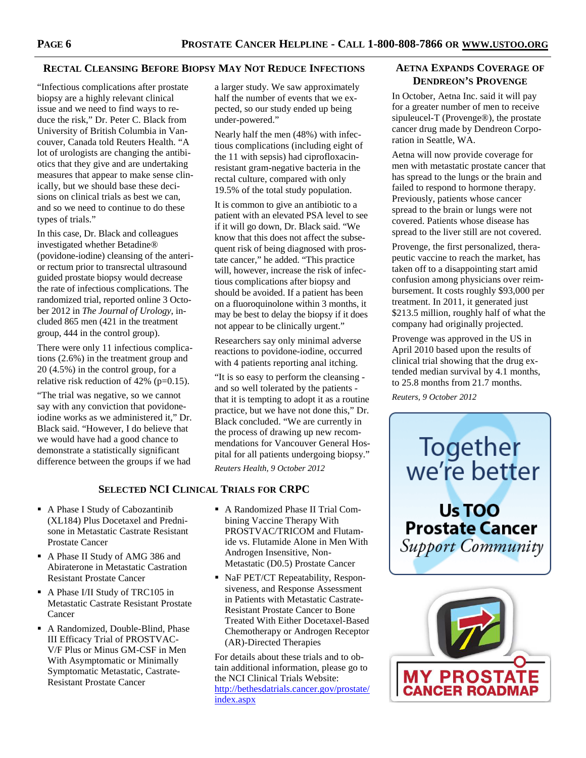## Rectal Cleansing Before Biopsy May Not Reduce Infections

"Infectious complications after prostate biopsy are a highly relevant clinical issue and we need to find ways to reduce the risk," Dr. Peter C. Black from University of British Columbia in Vancouver, Canada told Reuters Health. "A lot of urologists are changing the antibiotics that they give and are undertaking measures that appear to make sense clinically, but we should base these decisions on clinical trials as best we can, and so we need to continue to do these types of trials."

In this case, Dr. Black and colleagues investigated whether Betadine® (povidone-iodine) cleansing of the anterior rectum prior to transrectal ultrasound guided prostate biopsy would decrease the rate of infectious complications. The randomized trial, reported online 3 October 2012 in *The Journal of Urology*, included 865 men (421 in the treatment group, 444 in the control group).

There were only 11 infectious complications (2.6%) in the treatment group and 20 (4.5%) in the control group, for a relative risk reduction of 42% (p=0.15).

"The trial was negative, so we cannot say with any conviction that povidone-iodine works as we administered it," Dr. Black said. "However, I do believe that we would have had a good chance to demonstrate a statistically significant difference between the groups if we had a larger study. We saw approximately half the number of events that we expected, so our study ended up being under-powered."

Nearly half the men (48%) with infectious complications (including eight of the 11 with sepsis) had ciprofloxacin-resistant gram-negative bacteria in the rectal culture, compared with only 19.5% of the total study population.

It is common to give an antibiotic to a patient with an elevated PSA level to see if it will go down, Dr. Black said. "We know that this does not affect the subsequent risk of being diagnosed with prostate cancer," he added. "This practice will, however, increase the risk of infectious complications after biopsy and should be avoided. If a patient has been on a fluoroquinolone within 3 months, it may be best to delay the biopsy if it does not appear to be clinically urgent."

Researchers say only minimal adverse reactions to povidone-iodine, occurred with 4 patients reporting anal itching.

"It is so easy to perform the cleansing - and so well tolerated by the patients - that it is tempting to adopt it as a routine practice, but we have not done this," Dr. Black concluded. "We are currently in the process of drawing up new recommendations for Vancouver General Hospital for all patients undergoing biopsy."

*Reuters Health, 9 October 2012*

## Aetna Expands Coverage of Dendreon's Provenge

In October, Aetna Inc. said it will pay for a greater number of men to receive sipuleucel-T (Provenge®), the prostate cancer drug made by Dendreon Corporation in Seattle, WA.

Aetna will now provide coverage for men with metastatic prostate cancer that has spread to the lungs or the brain and failed to respond to hormone therapy. Previously, patients whose cancer spread to the brain or lungs were not covered. Patients whose disease has spread to the liver still are not covered.

Provenge, the first personalized, therapeutic vaccine to reach the market, has taken off to a disappointing start amid confusion among physicians over reimbursement. It costs roughly $93,000 per treatment. In 2011, it generated just $213.5 million, roughly half of what the company had originally projected.

Provenge was approved in the US in April 2010 based upon the results of clinical trial showing that the drug extended median survival by 4.1 months, to 25.8 months from 21.7 months.

*Reuters, 9 October 2012*

Together we're better

Us TOO Prostate Cancer *Support Community*

MY PROSTATE CANCER ROADMAP

## Selected NCI Clinical Trials for CRPC

- A Phase I Study of Cabozantinib (XL184) Plus Docetaxel and Prednisone in Metastatic Castrate Resistant Prostate Cancer
- A Phase II Study of AMG 386 and Abiraterone in Metastatic Castration Resistant Prostate Cancer
- A Phase I/II Study of TRC105 in Metastatic Castrate Resistant Prostate Cancer
- A Randomized, Double-Blind, Phase III Efficacy Trial of PROSTVAC-V/F Plus or Minus GM-CSF in Men With Asymptomatic or Minimally Symptomatic Metastatic, Castrate-Resistant Prostate Cancer
- A Randomized Phase II Trial Combining Vaccine Therapy With PROSTVAC/TRICOM and Flutamide vs. Flutamide Alone in Men With Androgen Insensitive, Non-Metastatic (D0.5) Prostate Cancer
- NaF PET/CT Repeatability, Responsiveness, and Response Assessment in Patients with Metastatic Castrate-Resistant Prostate Cancer to Bone Treated With Either Docetaxel-Based Chemotherapy or Androgen Receptor (AR)-Directed Therapies

For details about these trials and to obtain additional information, please go to the NCI Clinical Trials Website: http://bethesdatrials.cancer.gov/prostate/index.aspx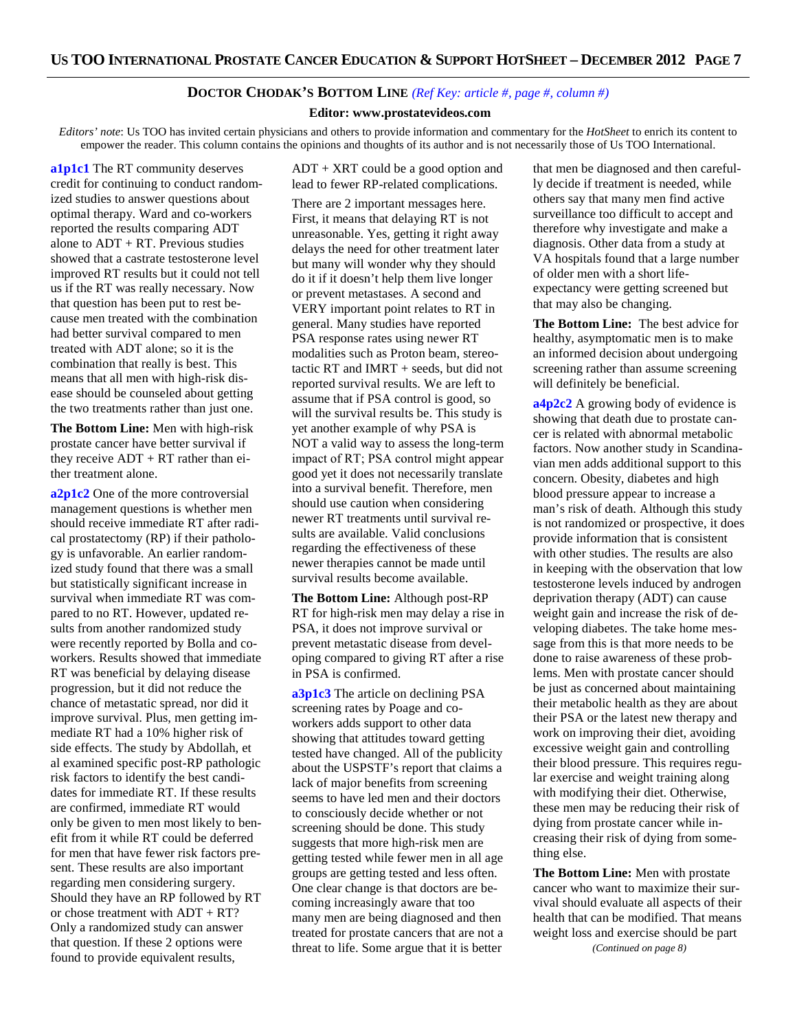## DOCTOR CHODAK'S BOTTOM LINE *(Ref Key: article #, page #, column #)*

**Editor: www.prostatevideos.com**

*Editors' note*: Us TOO has invited certain physicians and others to provide information and commentary for the *HotSheet* to enrich its content to empower the reader. This column contains the opinions and thoughts of its author and is not necessarily those of Us TOO International.

**a1p1c1** The RT community deserves credit for continuing to conduct randomized studies to answer questions about optimal therapy. Ward and co-workers reported the results comparing ADT alone to ADT + RT. Previous studies showed that a castrate testosterone level improved RT results but it could not tell us if the RT was really necessary. Now that question has been put to rest because men treated with the combination had better survival compared to men treated with ADT alone; so it is the combination that really is best. This means that all men with high-risk disease should be counseled about getting the two treatments rather than just one.

**The Bottom Line:** Men with high-risk prostate cancer have better survival if they receive ADT + RT rather than either treatment alone.

**a2p1c2** One of the more controversial management questions is whether men should receive immediate RT after radical prostatectomy (RP) if their pathology is unfavorable. An earlier randomized study found that there was a small but statistically significant increase in survival when immediate RT was compared to no RT. However, updated results from another randomized study were recently reported by Bolla and coworkers. Results showed that immediate RT was beneficial by delaying disease progression, but it did not reduce the chance of metastatic spread, nor did it improve survival. Plus, men getting immediate RT had a 10% higher risk of side effects. The study by Abdollah, et al examined specific post-RP pathologic risk factors to identify the best candidates for immediate RT. If these results are confirmed, immediate RT would only be given to men most likely to benefit from it while RT could be deferred for men that have fewer risk factors present. These results are also important regarding men considering surgery. Should they have an RP followed by RT or chose treatment with ADT + RT? Only a randomized study can answer that question. If these 2 options were found to provide equivalent results, ADT + XRT could be a good option and lead to fewer RP-related complications.

There are 2 important messages here. First, it means that delaying RT is not unreasonable. Yes, getting it right away delays the need for other treatment later but many will wonder why they should do it if it doesn't help them live longer or prevent metastases. A second and VERY important point relates to RT in general. Many studies have reported PSA response rates using newer RT modalities such as Proton beam, stereotactic RT and IMRT + seeds, but did not reported survival results. We are left to assume that if PSA control is good, so will the survival results be. This study is yet another example of why PSA is NOT a valid way to assess the long-term impact of RT; PSA control might appear good yet it does not necessarily translate into a survival benefit. Therefore, men should use caution when considering newer RT treatments until survival results are available. Valid conclusions regarding the effectiveness of these newer therapies cannot be made until survival results become available.

**The Bottom Line:** Although post-RP RT for high-risk men may delay a rise in PSA, it does not improve survival or prevent metastatic disease from developing compared to giving RT after a rise in PSA is confirmed.

**a3p1c3** The article on declining PSA screening rates by Poage and coworkers adds support to other data showing that attitudes toward getting tested have changed. All of the publicity about the USPSTF's report that claims a lack of major benefits from screening seems to have led men and their doctors to consciously decide whether or not screening should be done. This study suggests that more high-risk men are getting tested while fewer men in all age groups are getting tested and less often. One clear change is that doctors are becoming increasingly aware that too many men are being diagnosed and then treated for prostate cancers that are not a threat to life. Some argue that it is better that men be diagnosed and then carefully decide if treatment is needed, while others say that many men find active surveillance too difficult to accept and therefore why investigate and make a diagnosis. Other data from a study at VA hospitals found that a large number of older men with a short life-expectancy were getting screened but that may also be changing.

**The Bottom Line:** The best advice for healthy, asymptomatic men is to make an informed decision about undergoing screening rather than assume screening will definitely be beneficial.

**a4p2c2** A growing body of evidence is showing that death due to prostate cancer is related with abnormal metabolic factors. Now another study in Scandinavian men adds additional support to this concern. Obesity, diabetes and high blood pressure appear to increase a man's risk of death. Although this study is not randomized or prospective, it does provide information that is consistent with other studies. The results are also in keeping with the observation that low testosterone levels induced by androgen deprivation therapy (ADT) can cause weight gain and increase the risk of developing diabetes. The take home message from this is that more needs to be done to raise awareness of these problems. Men with prostate cancer should be just as concerned about maintaining their metabolic health as they are about their PSA or the latest new therapy and work on improving their diet, avoiding excessive weight gain and controlling their blood pressure. This requires regular exercise and weight training along with modifying their diet. Otherwise, these men may be reducing their risk of dying from prostate cancer while increasing their risk of dying from something else.

**The Bottom Line:** Men with prostate cancer who want to maximize their survival should evaluate all aspects of their health that can be modified. That means weight loss and exercise should be part

*(Continued on page 8)*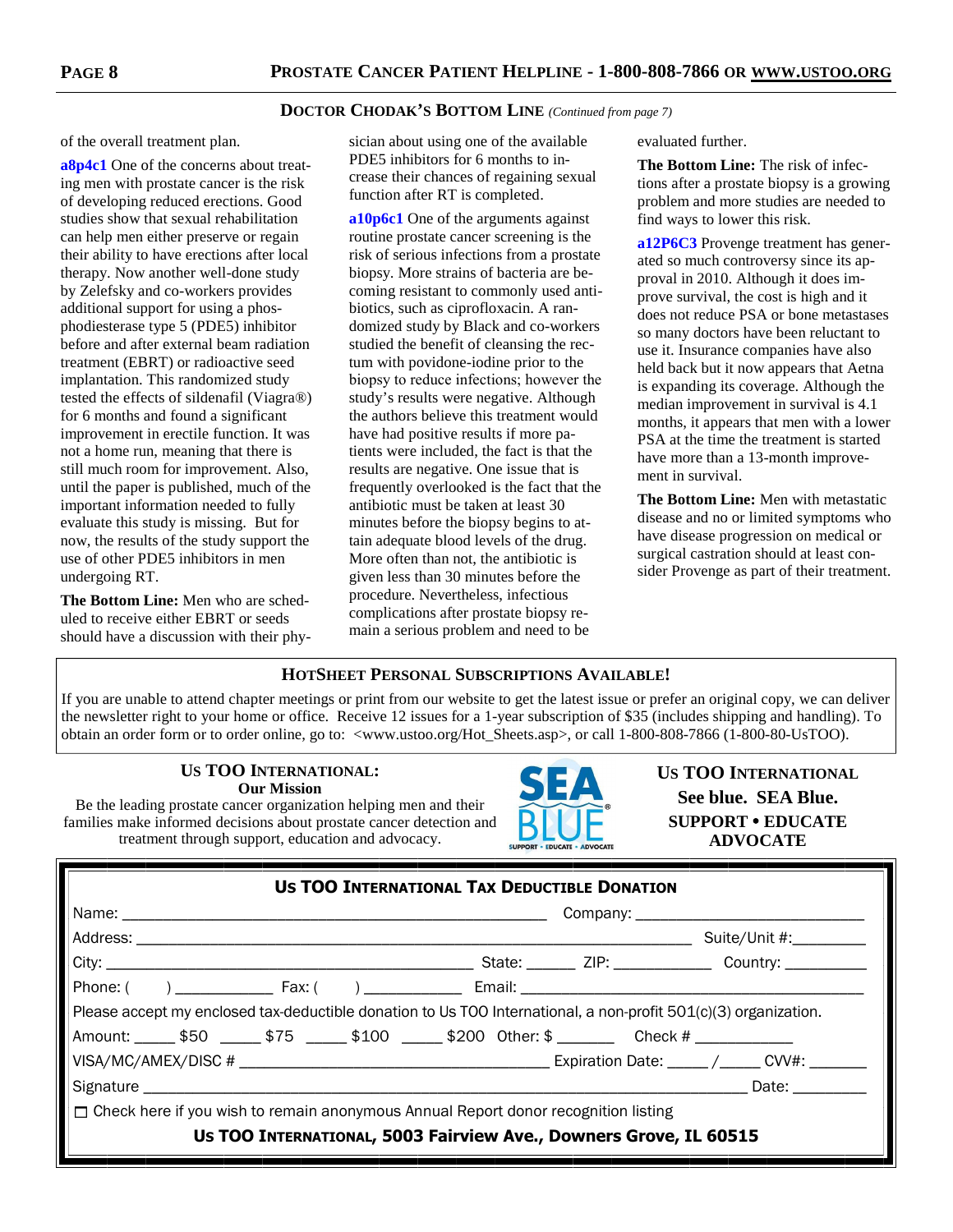## DOCTOR CHODAK'S BOTTOM LINE *(Continued from page 7)*

of the overall treatment plan.

**a8p4c1** One of the concerns about treating men with prostate cancer is the risk of developing reduced erections. Good studies show that sexual rehabilitation can help men either preserve or regain their ability to have erections after local therapy. Now another well-done study by Zelefsky and co-workers provides additional support for using a phosphodiesterase type 5 (PDE5) inhibitor before and after external beam radiation treatment (EBRT) or radioactive seed implantation. This randomized study tested the effects of sildenafil (Viagra®) for 6 months and found a significant improvement in erectile function. It was not a home run, meaning that there is still much room for improvement. Also, until the paper is published, much of the important information needed to fully evaluate this study is missing. But for now, the results of the study support the use of other PDE5 inhibitors in men undergoing RT.

**The Bottom Line:** Men who are scheduled to receive either EBRT or seeds should have a discussion with their physician about using one of the available PDE5 inhibitors for 6 months to increase their chances of regaining sexual function after RT is completed.

**a10p6c1** One of the arguments against routine prostate cancer screening is the risk of serious infections from a prostate biopsy. More strains of bacteria are becoming resistant to commonly used antibiotics, such as ciprofloxacin. A randomized study by Black and co-workers studied the benefit of cleansing the rectum with povidone-iodine prior to the biopsy to reduce infections; however the study's results were negative. Although the authors believe this treatment would have had positive results if more patients were included, the fact is that the results are negative. One issue that is frequently overlooked is the fact that the antibiotic must be taken at least 30 minutes before the biopsy begins to attain adequate blood levels of the drug. More often than not, the antibiotic is given less than 30 minutes before the procedure. Nevertheless, infectious complications after prostate biopsy remain a serious problem and need to be evaluated further.

**The Bottom Line:** The risk of infections after a prostate biopsy is a growing problem and more studies are needed to find ways to lower this risk.

**a12P6C3** Provenge treatment has generated so much controversy since its approval in 2010. Although it does improve survival, the cost is high and it does not reduce PSA or bone metastases so many doctors have been reluctant to use it. Insurance companies have also held back but it now appears that Aetna is expanding its coverage. Although the median improvement in survival is 4.1 months, it appears that men with a lower PSA at the time the treatment is started have more than a 13-month improvement in survival.

**The Bottom Line:** Men with metastatic disease and no or limited symptoms who have disease progression on medical or surgical castration should at least consider Provenge as part of their treatment.

---

### HOTSHEET PERSONAL SUBSCRIPTIONS AVAILABLE!

If you are unable to attend chapter meetings or print from our website to get the latest issue or prefer an original copy, we can deliver the newsletter right to your home or office. Receive 12 issues for a 1-year subscription of $35 (includes shipping and handling). To obtain an order form or to order online, go to: <www.ustoo.org/Hot_Sheets.asp>, or call 1-800-808-7866 (1-800-80-UsTOO).

---

### US TOO INTERNATIONAL: Our Mission

Be the leading prostate cancer organization helping men and their families make informed decisions about prostate cancer detection and treatment through support, education and advocacy.

SEA BLUE® SUPPORT • EDUCATE • ADVOCATE

### US TOO INTERNATIONAL
**See blue. SEA Blue.**
**SUPPORT • EDUCATE ADVOCATE**

---

### US TOO INTERNATIONAL TAX DEDUCTIBLE DONATION

Name: ____________________ Company: ____________________

Address: ____________________ Suite/Unit #:__________

City: ____________________ State: ______ ZIP: ____________ Country: __________

Phone: ( ) ____________ Fax: ( ) ____________ Email: ____________________

Please accept my enclosed tax-deductible donation to Us TOO International, a non-profit 501(c)(3) organization.

Amount: _____ $50 _____ $75 _____ $100 _____ $200 Other: $ _______ Check # ____________

VISA/MC/AMEX/DISC # ____________________ Expiration Date: _____ /_____ CVV#: _______

Signature ____________________ Date: _________

☐ Check here if you wish to remain anonymous Annual Report donor recognition listing

**US TOO INTERNATIONAL, 5003 Fairview Ave., Downers Grove, IL 60515**